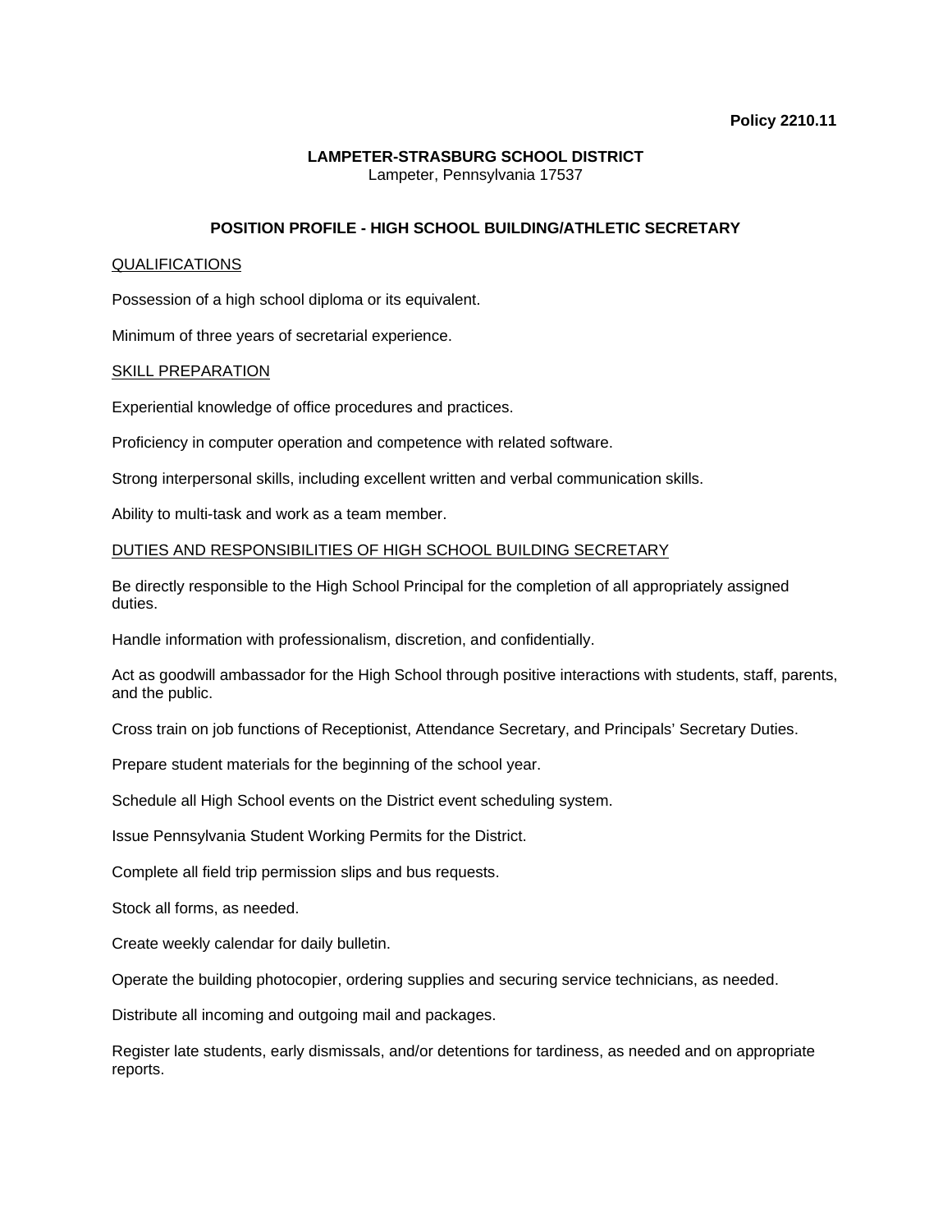**Policy 2210.11**

**LAMPETER-STRASBURG SCHOOL DISTRICT**
Lampeter, Pennsylvania 17537

## POSITION PROFILE - HIGH SCHOOL BUILDING/ATHLETIC SECRETARY

### QUALIFICATIONS

Possession of a high school diploma or its equivalent.

Minimum of three years of secretarial experience.

### SKILL PREPARATION

Experiential knowledge of office procedures and practices.

Proficiency in computer operation and competence with related software.

Strong interpersonal skills, including excellent written and verbal communication skills.

Ability to multi-task and work as a team member.

### DUTIES AND RESPONSIBILITIES OF HIGH SCHOOL BUILDING SECRETARY

Be directly responsible to the High School Principal for the completion of all appropriately assigned duties.

Handle information with professionalism, discretion, and confidentially.

Act as goodwill ambassador for the High School through positive interactions with students, staff, parents, and the public.

Cross train on job functions of Receptionist, Attendance Secretary, and Principals' Secretary Duties.

Prepare student materials for the beginning of the school year.

Schedule all High School events on the District event scheduling system.

Issue Pennsylvania Student Working Permits for the District.

Complete all field trip permission slips and bus requests.

Stock all forms, as needed.

Create weekly calendar for daily bulletin.

Operate the building photocopier, ordering supplies and securing service technicians, as needed.

Distribute all incoming and outgoing mail and packages.

Register late students, early dismissals, and/or detentions for tardiness, as needed and on appropriate reports.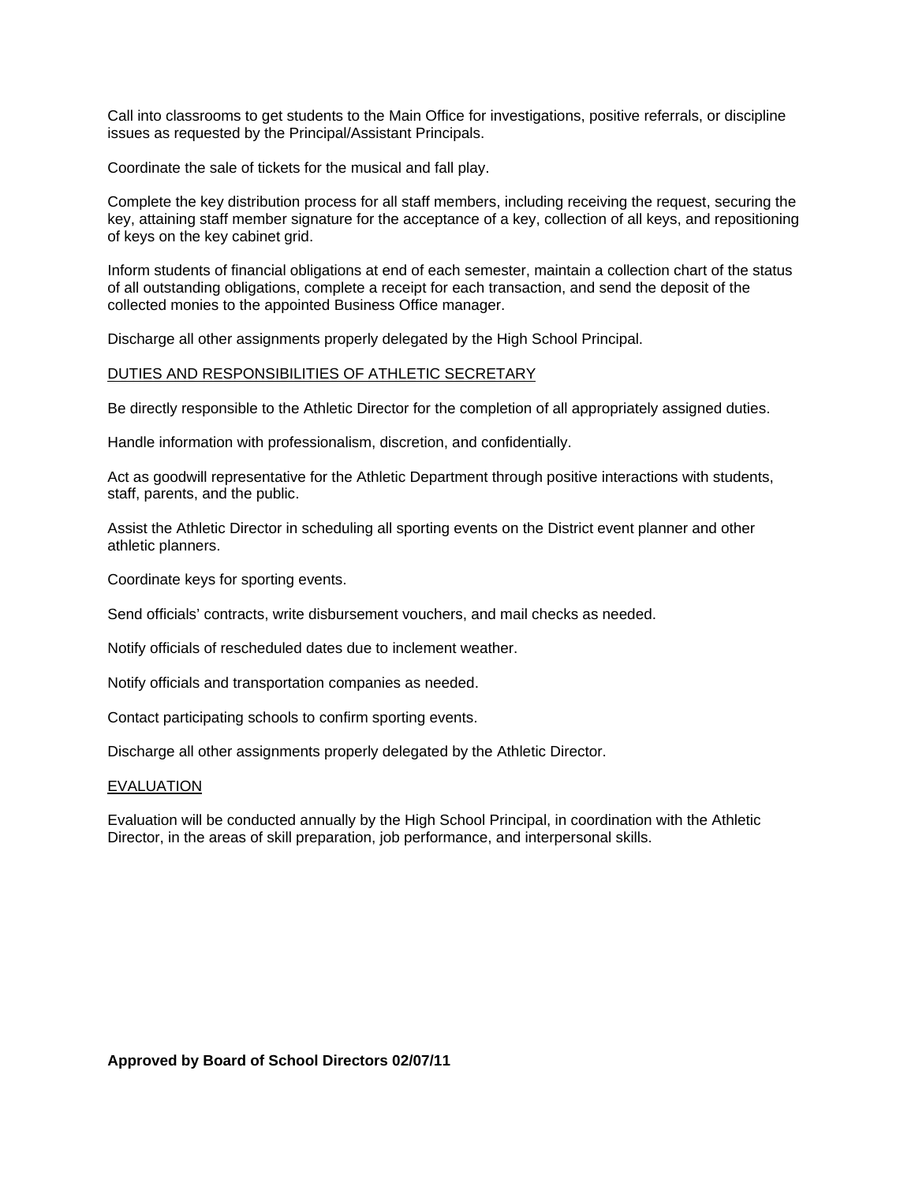Call into classrooms to get students to the Main Office for investigations, positive referrals, or discipline issues as requested by the Principal/Assistant Principals.

Coordinate the sale of tickets for the musical and fall play.

Complete the key distribution process for all staff members, including receiving the request, securing the key, attaining staff member signature for the acceptance of a key, collection of all keys, and repositioning of keys on the key cabinet grid.

Inform students of financial obligations at end of each semester, maintain a collection chart of the status of all outstanding obligations, complete a receipt for each transaction, and send the deposit of the collected monies to the appointed Business Office manager.

Discharge all other assignments properly delegated by the High School Principal.

<u>DUTIES AND RESPONSIBILITIES OF ATHLETIC SECRETARY</u>

Be directly responsible to the Athletic Director for the completion of all appropriately assigned duties.

Handle information with professionalism, discretion, and confidentially.

Act as goodwill representative for the Athletic Department through positive interactions with students, staff, parents, and the public.

Assist the Athletic Director in scheduling all sporting events on the District event planner and other athletic planners.

Coordinate keys for sporting events.

Send officials' contracts, write disbursement vouchers, and mail checks as needed.

Notify officials of rescheduled dates due to inclement weather.

Notify officials and transportation companies as needed.

Contact participating schools to confirm sporting events.

Discharge all other assignments properly delegated by the Athletic Director.

<u>EVALUATION</u>

Evaluation will be conducted annually by the High School Principal, in coordination with the Athletic Director, in the areas of skill preparation, job performance, and interpersonal skills.

**Approved by Board of School Directors 02/07/11**